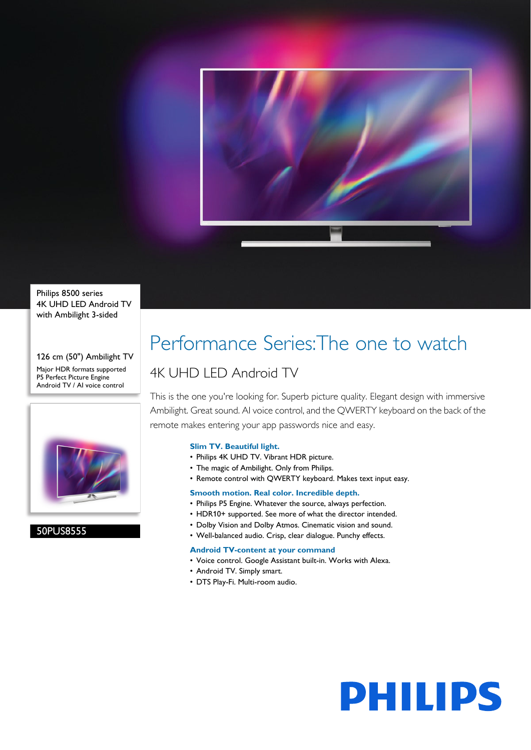Philips 8500 series
4K UHD LED Android TV
with Ambilight 3-sided

126 cm (50") Ambilight TV

Major HDR formats supported
P5 Perfect Picture Engine
Android TV / AI voice control

50PUS8555

# Performance Series:The one to watch

## 4K UHD LED Android TV

This is the one you're looking for. Superb picture quality. Elegant design with immersive Ambilight. Great sound. AI voice control, and the QWERTY keyboard on the back of the remote makes entering your app passwords nice and easy.

### Slim TV. Beautiful light.

- Philips 4K UHD TV. Vibrant HDR picture.
- The magic of Ambilight. Only from Philips.
- Remote control with QWERTY keyboard. Makes text input easy.

### Smooth motion. Real color. Incredible depth.

- Philips P5 Engine. Whatever the source, always perfection.
- HDR10+ supported. See more of what the director intended.
- Dolby Vision and Dolby Atmos. Cinematic vision and sound.
- Well-balanced audio. Crisp, clear dialogue. Punchy effects.

### Android TV-content at your command

- Voice control. Google Assistant built-in. Works with Alexa.
- Android TV. Simply smart.
- DTS Play-Fi. Multi-room audio.

PHILIPS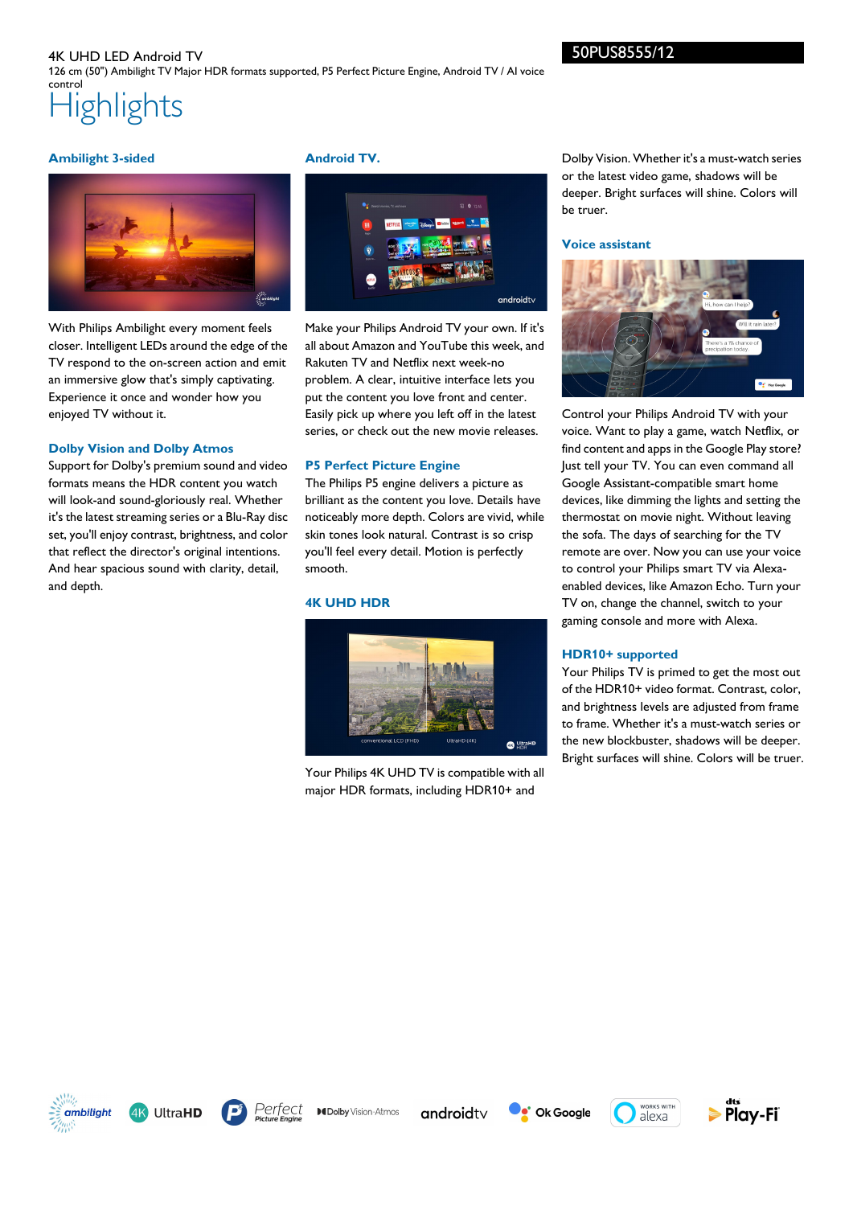4K UHD LED Android TV

126 cm (50") Ambilight TV Major HDR formats supported, P5 Perfect Picture Engine, Android TV / AI voice control

50PUS8555/12

# Highlights

### Ambilight 3-sided

With Philips Ambilight every moment feels closer. Intelligent LEDs around the edge of the TV respond to the on-screen action and emit an immersive glow that's simply captivating. Experience it once and wonder how you enjoyed TV without it.

### Dolby Vision and Dolby Atmos

Support for Dolby's premium sound and video formats means the HDR content you watch will look-and sound-gloriously real. Whether it's the latest streaming series or a Blu-Ray disc set, you'll enjoy contrast, brightness, and color that reflect the director's original intentions. And hear spacious sound with clarity, detail, and depth.

### Android TV.

Make your Philips Android TV your own. If it's all about Amazon and YouTube this week, and Rakuten TV and Netflix next week-no problem. A clear, intuitive interface lets you put the content you love front and center. Easily pick up where you left off in the latest series, or check out the new movie releases.

### P5 Perfect Picture Engine

The Philips P5 engine delivers a picture as brilliant as the content you love. Details have noticeably more depth. Colors are vivid, while skin tones look natural. Contrast is so crisp you'll feel every detail. Motion is perfectly smooth.

### 4K UHD HDR

Your Philips 4K UHD TV is compatible with all major HDR formats, including HDR10+ and Dolby Vision. Whether it's a must-watch series or the latest video game, shadows will be deeper. Bright surfaces will shine. Colors will be truer.

### Voice assistant

Control your Philips Android TV with your voice. Want to play a game, watch Netflix, or find content and apps in the Google Play store? Just tell your TV. You can even command all Google Assistant-compatible smart home devices, like dimming the lights and setting the thermostat on movie night. Without leaving the sofa. The days of searching for the TV remote are over. Now you can use your voice to control your Philips smart TV via Alexa-enabled devices, like Amazon Echo. Turn your TV on, change the channel, switch to your gaming console and more with Alexa.

### HDR10+ supported

Your Philips TV is primed to get the most out of the HDR10+ video format. Contrast, color, and brightness levels are adjusted from frame to frame. Whether it's a must-watch series or the new blockbuster, shadows will be deeper. Bright surfaces will shine. Colors will be truer.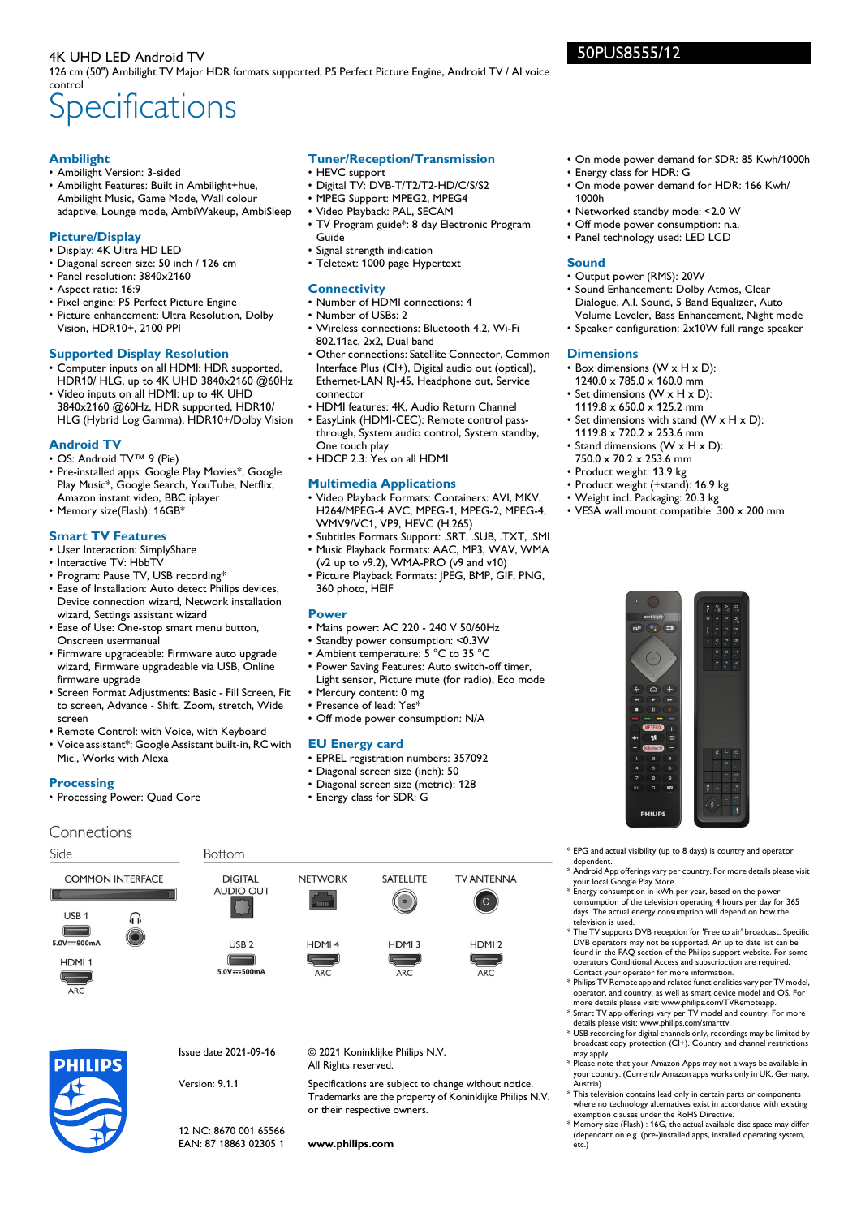# 4K UHD LED Android TV

126 cm (50") Ambilight TV Major HDR formats supported, P5 Perfect Picture Engine, Android TV / AI voice control

50PUS8555/12

# Specifications

## Ambilight
- Ambilight Version: 3-sided
- Ambilight Features: Built in Ambilight+hue, Ambilight Music, Game Mode, Wall colour adaptive, Lounge mode, AmbiWakeup, AmbiSleep

## Picture/Display
- Display: 4K Ultra HD LED
- Diagonal screen size: 50 inch / 126 cm
- Panel resolution: 3840x2160
- Aspect ratio: 16:9
- Pixel engine: P5 Perfect Picture Engine
- Picture enhancement: Ultra Resolution, Dolby Vision, HDR10+, 2100 PPI

## Supported Display Resolution
- Computer inputs on all HDMI: HDR supported, HDR10/ HLG, up to 4K UHD 3840x2160 @60Hz
- Video inputs on all HDMI: up to 4K UHD 3840x2160 @60Hz, HDR supported, HDR10/ HLG (Hybrid Log Gamma), HDR10+/Dolby Vision

## Android TV
- OS: Android TV™ 9 (Pie)
- Pre-installed apps: Google Play Movies*, Google Play Music*, Google Search, YouTube, Netflix, Amazon instant video, BBC iplayer
- Memory size(Flash): 16GB*

## Smart TV Features
- User Interaction: SimplyShare
- Interactive TV: HbbTV
- Program: Pause TV, USB recording*
- Ease of Installation: Auto detect Philips devices, Device connection wizard, Network installation wizard, Settings assistant wizard
- Ease of Use: One-stop smart menu button, Onscreen usermanual
- Firmware upgradeable: Firmware auto upgrade wizard, Firmware upgradeable via USB, Online firmware upgrade
- Screen Format Adjustments: Basic - Fill Screen, Fit to screen, Advance - Shift, Zoom, stretch, Wide screen
- Remote Control: with Voice, with Keyboard
- Voice assistant*: Google Assistant built-in, RC with Mic., Works with Alexa

## Processing
- Processing Power: Quad Core

## Tuner/Reception/Transmission
- HEVC support
- Digital TV: DVB-T/T2/T2-HD/C/S/S2
- MPEG Support: MPEG2, MPEG4
- Video Playback: PAL, SECAM
- TV Program guide*: 8 day Electronic Program Guide
- Signal strength indication
- Teletext: 1000 page Hypertext

## Connectivity
- Number of HDMI connections: 4
- Number of USBs: 2
- Wireless connections: Bluetooth 4.2, Wi-Fi 802.11ac, 2x2, Dual band
- Other connections: Satellite Connector, Common Interface Plus (CI+), Digital audio out (optical), Ethernet-LAN RJ-45, Headphone out, Service connector
- HDMI features: 4K, Audio Return Channel
- EasyLink (HDMI-CEC): Remote control pass-through, System audio control, System standby, One touch play
- HDCP 2.3: Yes on all HDMI

## Multimedia Applications
- Video Playback Formats: Containers: AVI, MKV, H264/MPEG-4 AVC, MPEG-1, MPEG-2, MPEG-4, WMV9/VC1, VP9, HEVC (H.265)
- Subtitles Formats Support: .SRT, .SUB, .TXT, .SMI
- Music Playback Formats: AAC, MP3, WAV, WMA (v2 up to v9.2), WMA-PRO (v9 and v10)
- Picture Playback Formats: JPEG, BMP, GIF, PNG, 360 photo, HEIF

## Power
- Mains power: AC 220 - 240 V 50/60Hz
- Standby power consumption: <0.3W
- Ambient temperature: 5 °C to 35 °C
- Power Saving Features: Auto switch-off timer, Light sensor, Picture mute (for radio), Eco mode
- Mercury content: 0 mg
- Presence of lead: Yes*
- Off mode power consumption: N/A

## EU Energy card
- EPREL registration numbers: 357092
- Diagonal screen size (inch): 50
- Diagonal screen size (metric): 128
- Energy class for SDR: G
- On mode power demand for SDR: 85 Kwh/1000h
- Energy class for HDR: G
- On mode power demand for HDR: 166 Kwh/ 1000h
- Networked standby mode: <2.0 W
- Off mode power consumption: n.a.
- Panel technology used: LED LCD

## Sound
- Output power (RMS): 20W
- Sound Enhancement: Dolby Atmos, Clear Dialogue, A.I. Sound, 5 Band Equalizer, Auto Volume Leveler, Bass Enhancement, Night mode
- Speaker configuration: 2x10W full range speaker

## Dimensions
- Box dimensions (W x H x D): 1240.0 x 785.0 x 160.0 mm
- Set dimensions (W x H x D): 1119.8 x 650.0 x 125.2 mm
- Set dimensions with stand (W x H x D): 1119.8 x 720.2 x 253.6 mm
- Stand dimensions (W x H x D): 750.0 x 70.2 x 253.6 mm
- Product weight: 13.9 kg
- Product weight (+stand): 16.9 kg
- Weight incl. Packaging: 20.3 kg
- VESA wall mount compatible: 300 x 200 mm

# Connections

Side

COMMON INTERFACE

USB 1

5.0V⎓900mA

HDMI 1

ARC

Bottom

DIGITAL AUDIO OUT

NETWORK

SATELLITE

TV ANTENNA

USB 2

5.0V⎓500mA

HDMI 4

ARC

HDMI 3

ARC

HDMI 2

ARC

- * EPG and actual visibility (up to 8 days) is country and operator dependent.
- * Android App offerings vary per country. For more details please visit your local Google Play Store.
- * Energy consumption in kWh per year, based on the power consumption of the television operating 4 hours per day for 365 days. The actual energy consumption will depend on how the television is used.
- * The TV supports DVB reception for 'Free to air' broadcast. Specific DVB operators may not be supported. An up to date list can be found in the FAQ section of the Philips support website. For some operators Conditional Access and subscription are required. Contact your operator for more information.
- * Philips TV Remote app and related functionalities vary per TV model, operator, and country, as well as smart device model and OS. For more details please visit: www.philips.com/TVRemoteapp.
- * Smart TV app offerings vary per TV model and country. For more details please visit: www.philips.com/smarttv.
- * USB recording for digital channels only, recordings may be limited by broadcast copy protection (CI+). Country and channel restrictions may apply.
- * Please note that your Amazon Apps may not always be available in your country. (Currently Amazon apps works only in UK, Germany, Austria)
- * This television contains lead only in certain parts or components where no technology alternatives exist in accordance with existing exemption clauses under the RoHS Directive.
- * Memory size (Flash) : 16G, the actual available disc space may differ (dependant on e.g. (pre-)installed apps, installed operating system, etc.)

Issue date 2021-09-16

Version: 9.1.1

12 NC: 8670 001 65566
EAN: 87 18863 02305 1

© 2021 Koninklijke Philips N.V.
All Rights reserved.

Specifications are subject to change without notice. Trademarks are the property of Koninklijke Philips N.V. or their respective owners.

**www.philips.com**